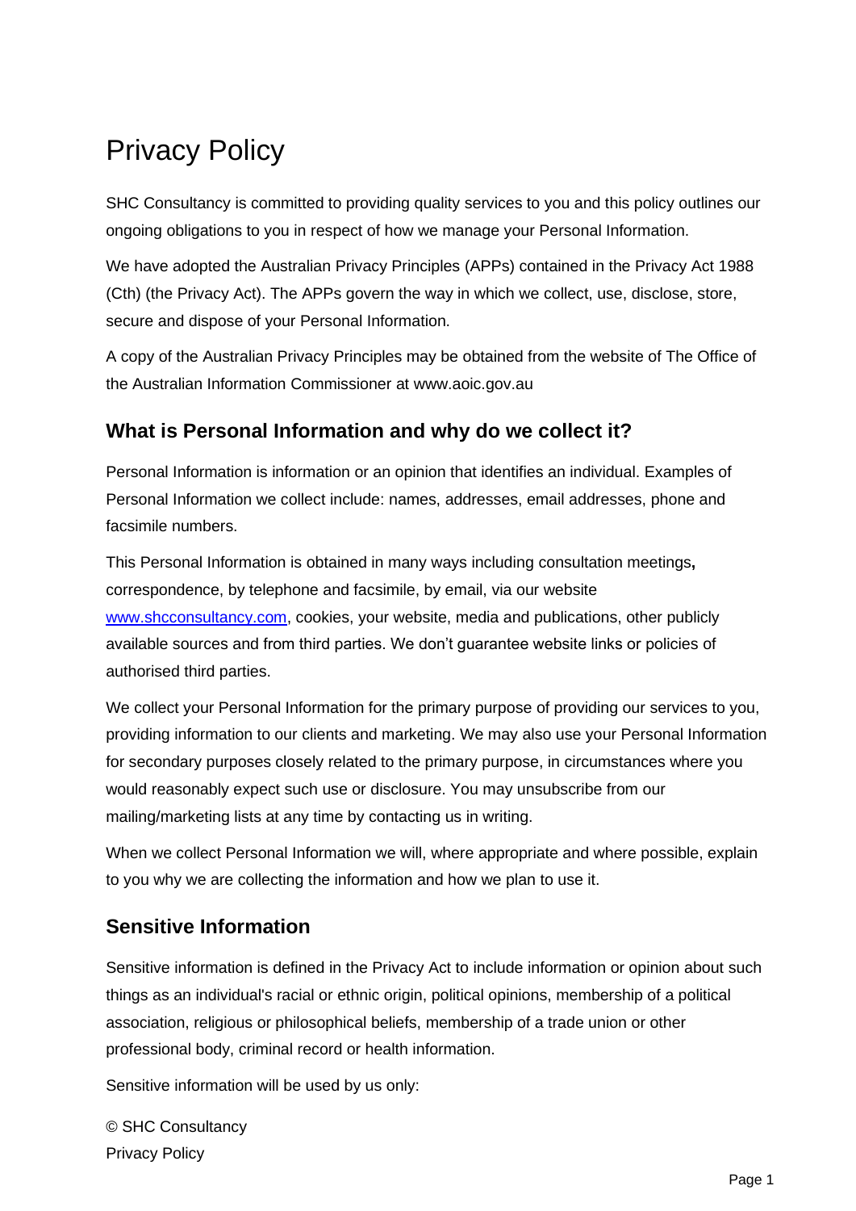# Privacy Policy

SHC Consultancy is committed to providing quality services to you and this policy outlines our ongoing obligations to you in respect of how we manage your Personal Information.

We have adopted the Australian Privacy Principles (APPs) contained in the Privacy Act 1988 (Cth) (the Privacy Act). The APPs govern the way in which we collect, use, disclose, store, secure and dispose of your Personal Information.

A copy of the Australian Privacy Principles may be obtained from the website of The Office of the Australian Information Commissioner at www.aoic.gov.au

## What is Personal Information and why do we collect it?

Personal Information is information or an opinion that identifies an individual. Examples of Personal Information we collect include: names, addresses, email addresses, phone and facsimile numbers.

This Personal Information is obtained in many ways including consultation meetings**,** correspondence, by telephone and facsimile, by email, via our website [www.shcconsultancy.com](http://www.shcconsultancy.com), cookies, your website, media and publications, other publicly available sources and from third parties. We don't guarantee website links or policies of authorised third parties.

We collect your Personal Information for the primary purpose of providing our services to you, providing information to our clients and marketing. We may also use your Personal Information for secondary purposes closely related to the primary purpose, in circumstances where you would reasonably expect such use or disclosure. You may unsubscribe from our mailing/marketing lists at any time by contacting us in writing.

When we collect Personal Information we will, where appropriate and where possible, explain to you why we are collecting the information and how we plan to use it.

## Sensitive Information

Sensitive information is defined in the Privacy Act to include information or opinion about such things as an individual's racial or ethnic origin, political opinions, membership of a political association, religious or philosophical beliefs, membership of a trade union or other professional body, criminal record or health information.

Sensitive information will be used by us only: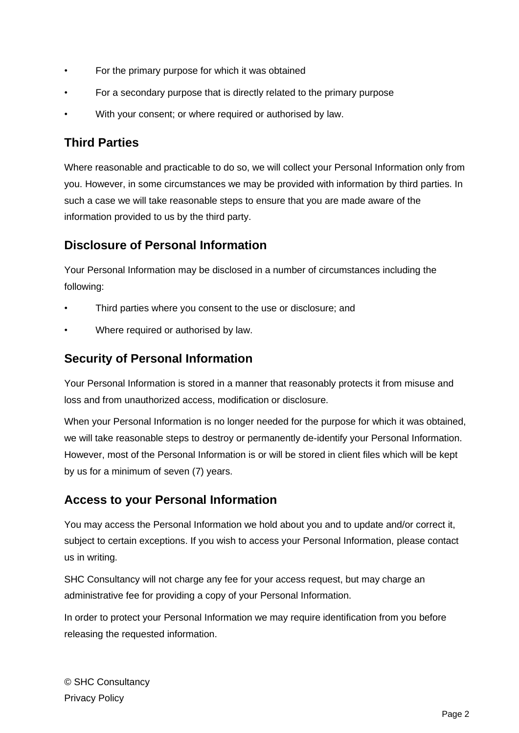- For the primary purpose for which it was obtained
- For a secondary purpose that is directly related to the primary purpose
- With your consent; or where required or authorised by law.

## Third Parties

Where reasonable and practicable to do so, we will collect your Personal Information only from you. However, in some circumstances we may be provided with information by third parties. In such a case we will take reasonable steps to ensure that you are made aware of the information provided to us by the third party.

## Disclosure of Personal Information

Your Personal Information may be disclosed in a number of circumstances including the following:

- Third parties where you consent to the use or disclosure; and
- Where required or authorised by law.

## Security of Personal Information

Your Personal Information is stored in a manner that reasonably protects it from misuse and loss and from unauthorized access, modification or disclosure.

When your Personal Information is no longer needed for the purpose for which it was obtained, we will take reasonable steps to destroy or permanently de-identify your Personal Information. However, most of the Personal Information is or will be stored in client files which will be kept by us for a minimum of seven (7) years.

## Access to your Personal Information

You may access the Personal Information we hold about you and to update and/or correct it, subject to certain exceptions. If you wish to access your Personal Information, please contact us in writing.

SHC Consultancy will not charge any fee for your access request, but may charge an administrative fee for providing a copy of your Personal Information.

In order to protect your Personal Information we may require identification from you before releasing the requested information.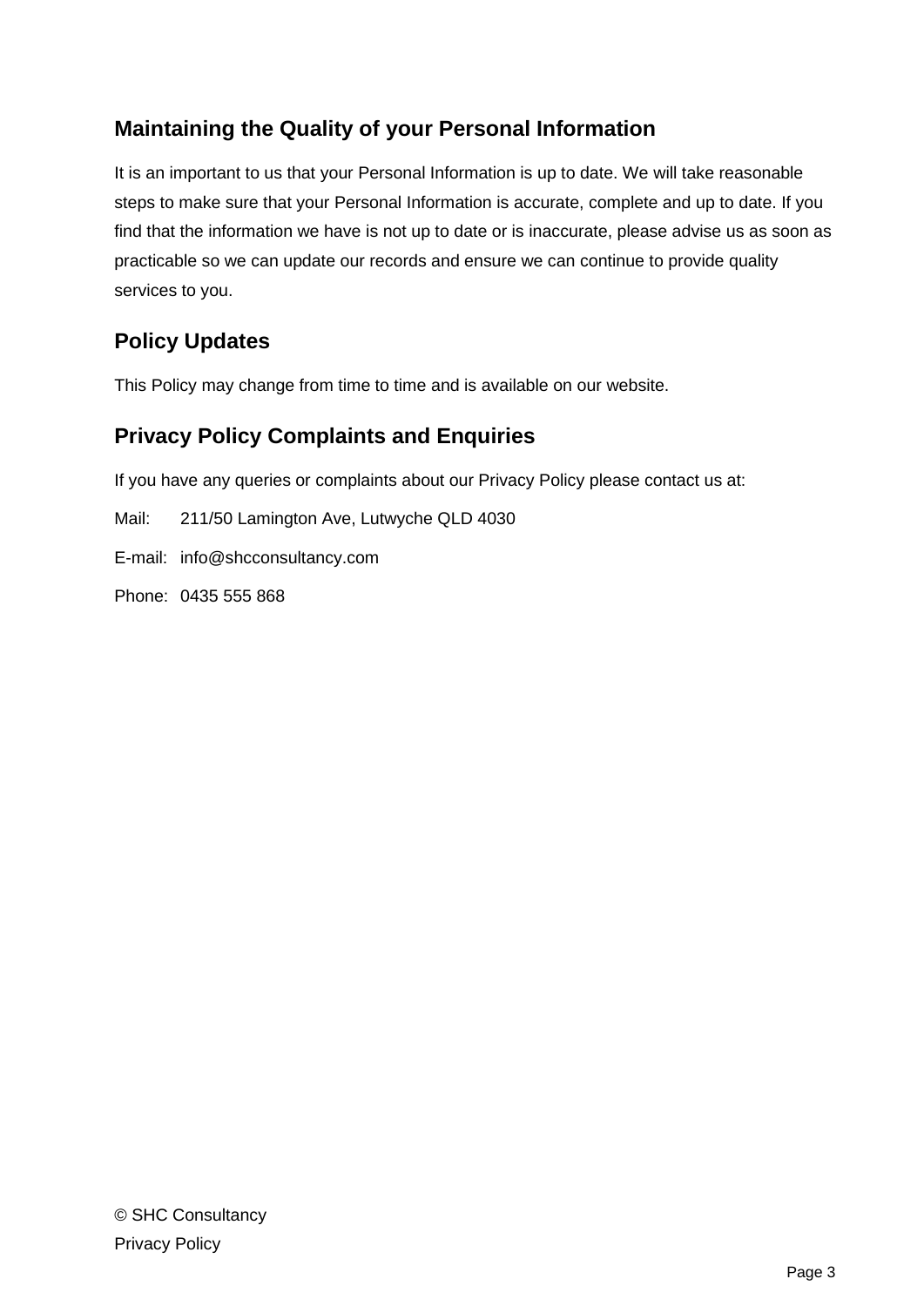## Maintaining the Quality of your Personal Information

It is an important to us that your Personal Information is up to date. We will take reasonable steps to make sure that your Personal Information is accurate, complete and up to date. If you find that the information we have is not up to date or is inaccurate, please advise us as soon as practicable so we can update our records and ensure we can continue to provide quality services to you.

## Policy Updates

This Policy may change from time to time and is available on our website.

## Privacy Policy Complaints and Enquiries

If you have any queries or complaints about our Privacy Policy please contact us at:

Mail: 211/50 Lamington Ave, Lutwyche QLD 4030

E-mail: info@shcconsultancy.com

Phone: 0435 555 868